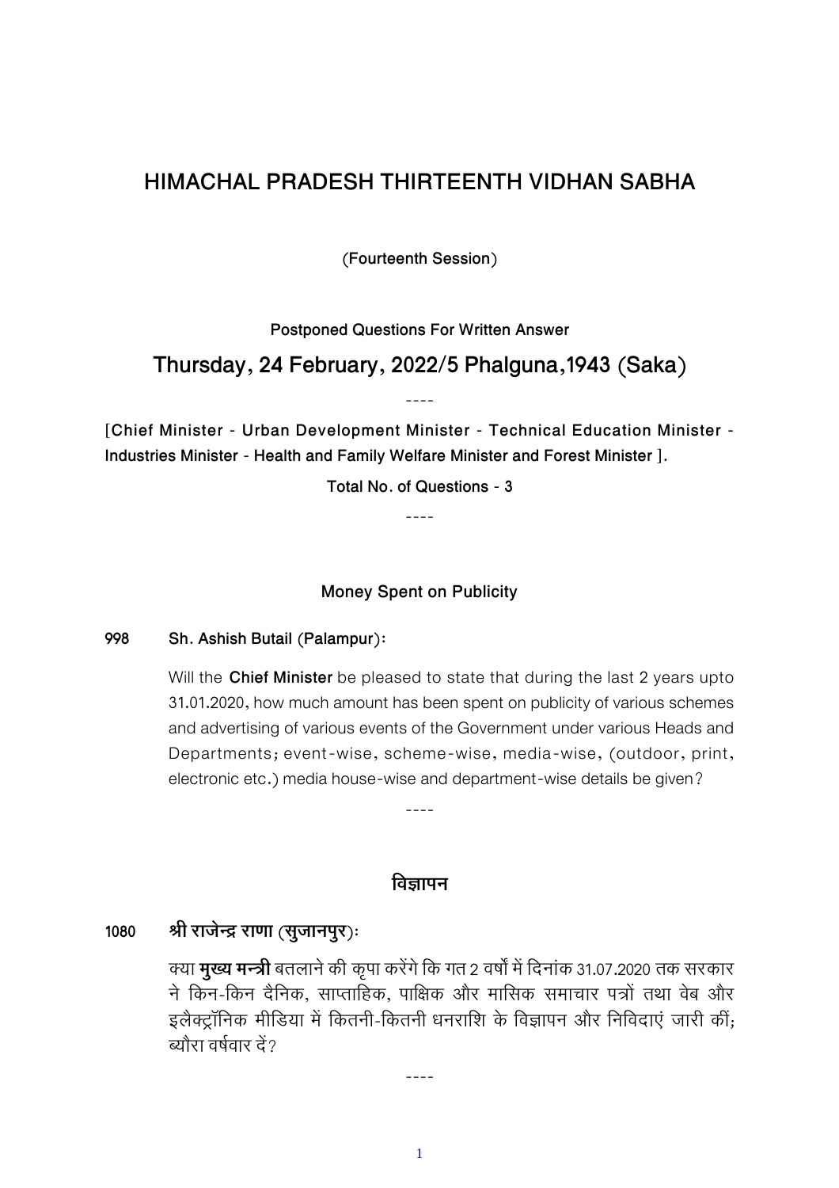# HIMACHAL PRADESH THIRTEENTH VIDHAN SABHA

(Fourteenth Session)

**Postponed Questions For Written Answer**

## Thursday, 24 February, 2022/5 Phalguna,1943 (Saka)

----

**[Chief Minister - Urban Development Minister - Technical Education Minister - Industries Minister - Health and Family Welfare Minister and Forest Minister ].**

**Total No. of Questions - 3**

----

### Money Spent on Publicity

**998 Sh. Ashish Butail (Palampur):**

Will the **Chief Minister** be pleased to state that during the last 2 years upto 31.01.2020, how much amount has been spent on publicity of various schemes and advertising of various events of the Government under various Heads and Departments; event-wise, scheme-wise, media-wise, (outdoor, print, electronic etc.) media house-wise and department-wise details be given?

----

### विज्ञापन

**1080 श्री राजेन्द्र राणा (सुजानपुर):**

क्या **मुख्य मन्त्री** बतलाने की कृपा करेंगे कि गत 2 वर्षों में दिनांक 31.07.2020 तक सरकार ने किन-किन दैनिक, साप्ताहिक, पाक्षिक और मासिक समाचार पत्रों तथा वेब और इलैक्ट्रॉनिक मीडिया में कितनी-कितनी धनराशि के विज्ञापन और निविदाएं जारी कीं; ब्यौरा वर्षवार दें?

----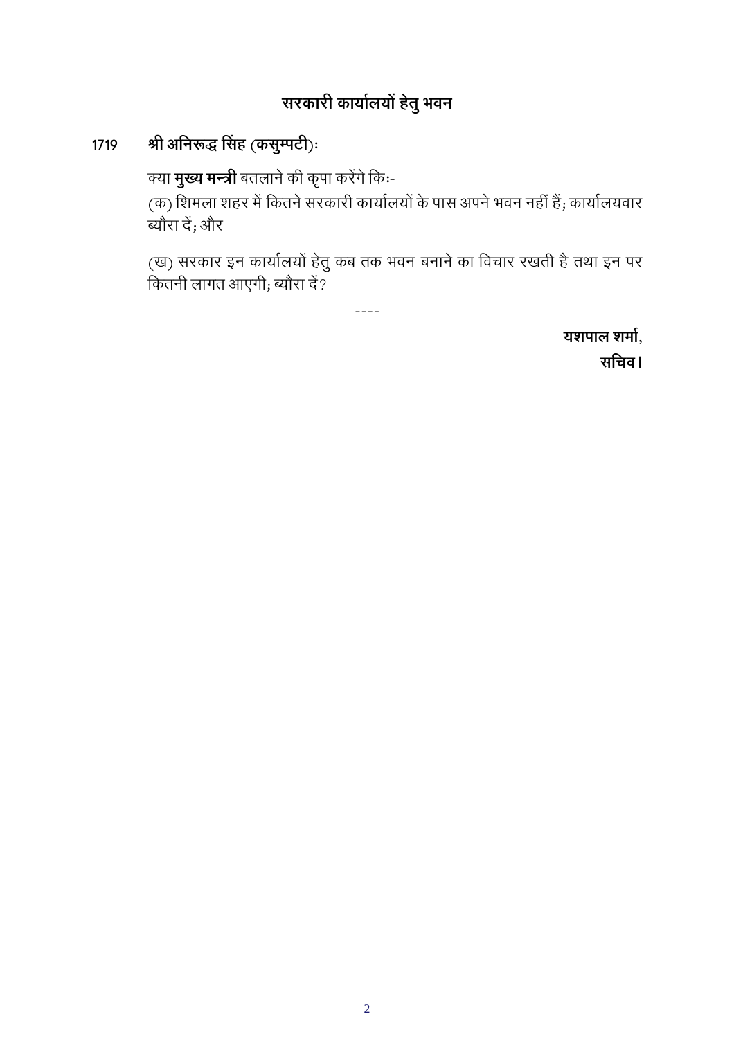## सरकारी कार्यालयों हेतु भवन

**1719 श्री अनिरूद्ध सिंह (कसुम्पटी):**

क्या **मुख्य मन्त्री** बतलाने की कृपा करेंगे कि:-

(क) शिमला शहर में कितने सरकारी कार्यालयों के पास अपने भवन नहीं हैं; कार्यालयवार ब्यौरा दें; और

(ख) सरकार इन कार्यालयों हेतु कब तक भवन बनाने का विचार रखती है तथा इन पर कितनी लागत आएगी; ब्यौरा दें?

----

**यशपाल शर्मा,**
**सचिव।**